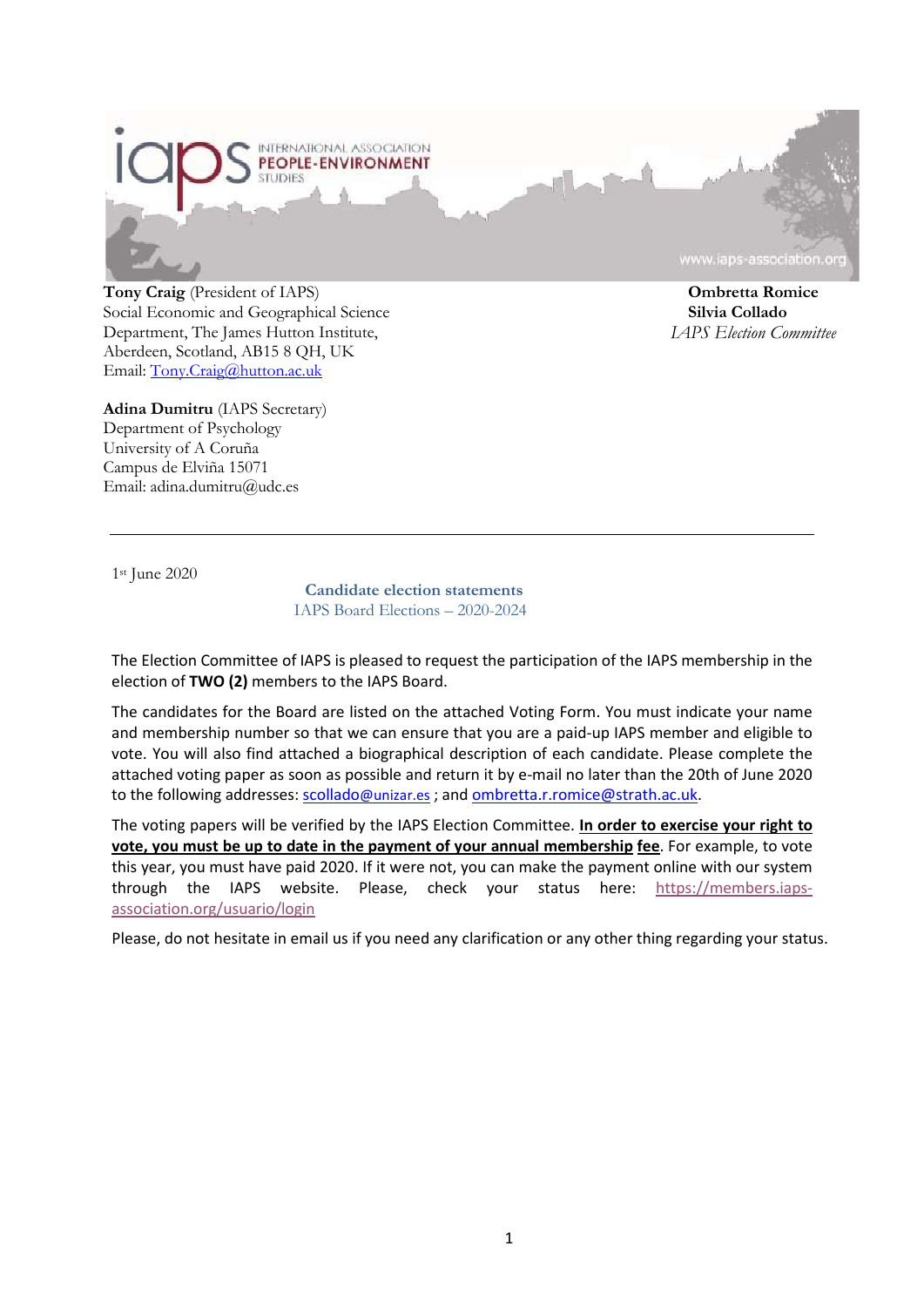INTERNATIONAL ASSOCIATION PEOPLE-ENVIRONMENT STUDIES

www.iaps-association.org

**Tony Craig** (President of IAPS)
Social Economic and Geographical Science Department, The James Hutton Institute,
Aberdeen, Scotland, AB15 8 QH, UK
Email: Tony.Craig@hutton.ac.uk

**Adina Dumitru** (IAPS Secretary)
Department of Psychology
University of A Coruña
Campus de Elviña 15071
Email: adina.dumitru@udc.es

**Ombretta Romice**
**Silvia Collado**
*IAPS Election Committee*

---

1st June 2020

**Candidate election statements**
IAPS Board Elections – 2020-2024

The Election Committee of IAPS is pleased to request the participation of the IAPS membership in the election of **TWO (2)** members to the IAPS Board.

The candidates for the Board are listed on the attached Voting Form. You must indicate your name and membership number so that we can ensure that you are a paid-up IAPS member and eligible to vote. You will also find attached a biographical description of each candidate. Please complete the attached voting paper as soon as possible and return it by e-mail no later than the 20th of June 2020 to the following addresses: scollado@unizar.es ; and ombretta.r.romice@strath.ac.uk.

The voting papers will be verified by the IAPS Election Committee. **In order to exercise your right to vote, you must be up to date in the payment of your annual membership fee**. For example, to vote this year, you must have paid 2020. If it were not, you can make the payment online with our system through the IAPS website. Please, check your status here: https://members.iaps-association.org/usuario/login

Please, do not hesitate in email us if you need any clarification or any other thing regarding your status.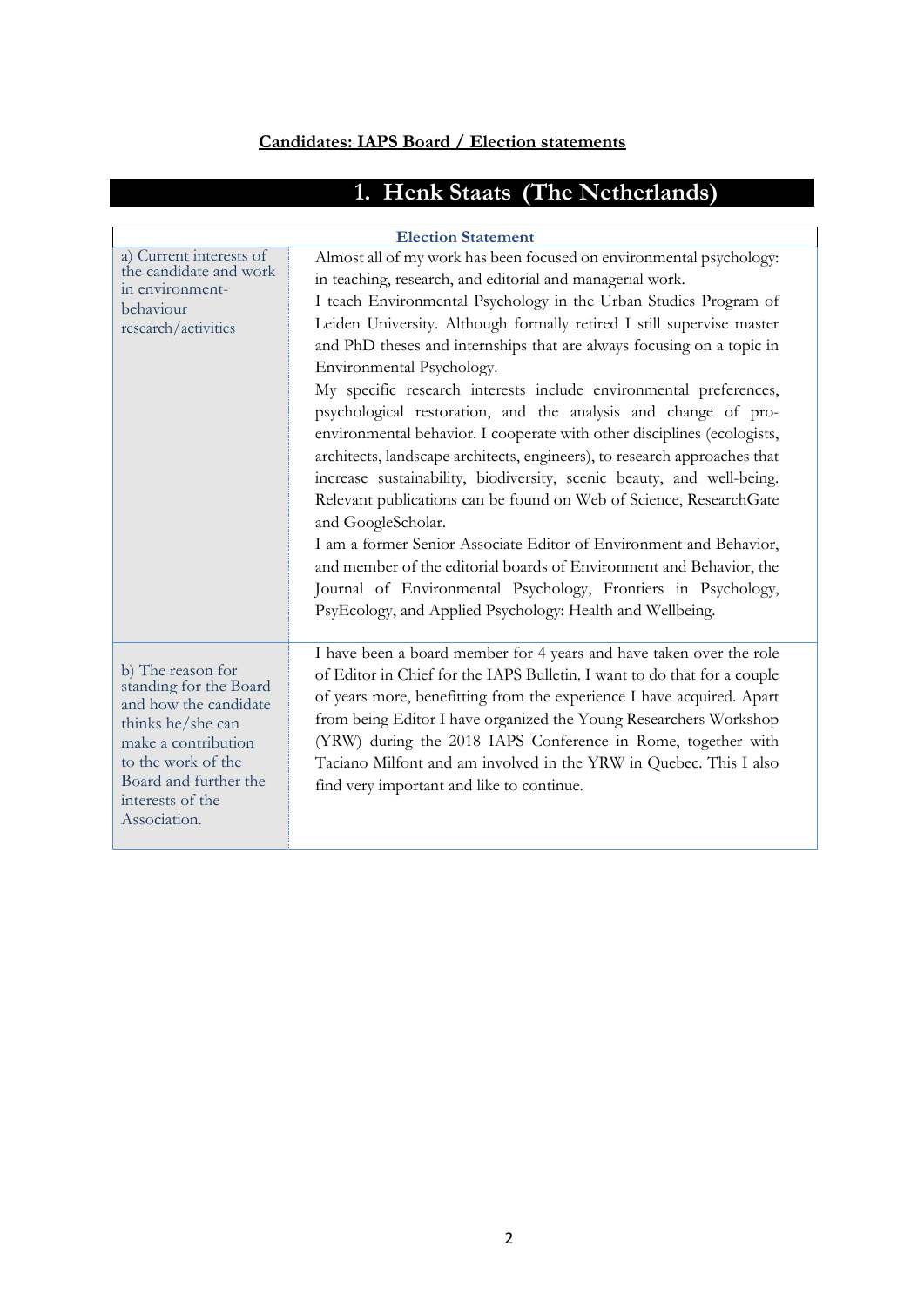**Candidates: IAPS Board / Election statements**

# 1. Henk Staats (The Netherlands)

| Election Statement | |
|---|---|
| a) Current interests of the candidate and work in environment-behaviour research/activities | Almost all of my work has been focused on environmental psychology: in teaching, research, and editorial and managerial work. I teach Environmental Psychology in the Urban Studies Program of Leiden University. Although formally retired I still supervise master and PhD theses and internships that are always focusing on a topic in Environmental Psychology. My specific research interests include environmental preferences, psychological restoration, and the analysis and change of pro-environmental behavior. I cooperate with other disciplines (ecologists, architects, landscape architects, engineers), to research approaches that increase sustainability, biodiversity, scenic beauty, and well-being. Relevant publications can be found on Web of Science, ResearchGate and GoogleScholar. I am a former Senior Associate Editor of Environment and Behavior, and member of the editorial boards of Environment and Behavior, the Journal of Environmental Psychology, Frontiers in Psychology, PsyEcology, and Applied Psychology: Health and Wellbeing. |
| b) The reason for standing for the Board and how the candidate thinks he/she can make a contribution to the work of the Board and further the interests of the Association. | I have been a board member for 4 years and have taken over the role of Editor in Chief for the IAPS Bulletin. I want to do that for a couple of years more, benefitting from the experience I have acquired. Apart from being Editor I have organized the Young Researchers Workshop (YRW) during the 2018 IAPS Conference in Rome, together with Taciano Milfont and am involved in the YRW in Quebec. This I also find very important and like to continue. |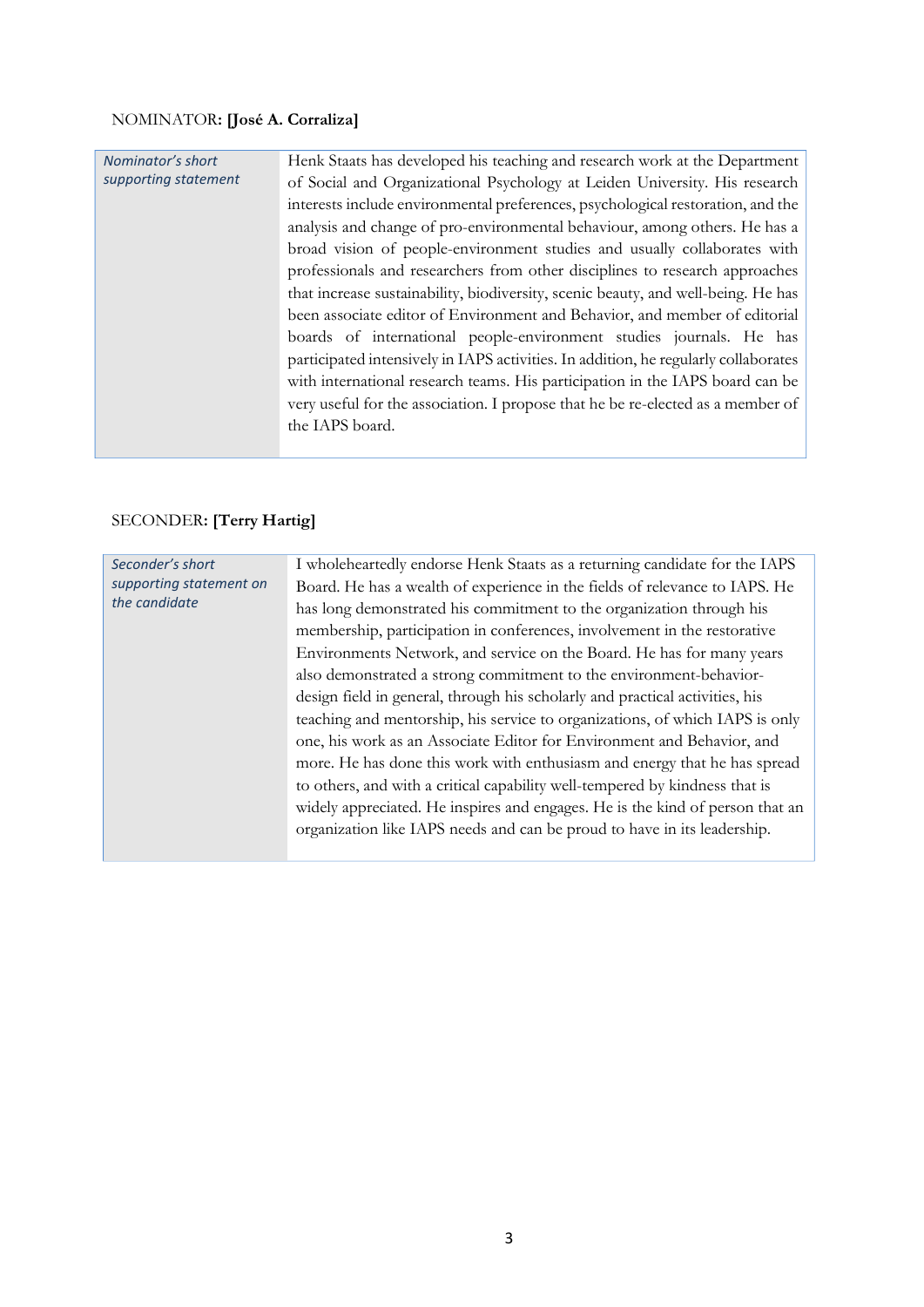NOMINATOR: **[José A. Corraliza]**

| *Nominator's short supporting statement* | Henk Staats has developed his teaching and research work at the Department of Social and Organizational Psychology at Leiden University. His research interests include environmental preferences, psychological restoration, and the analysis and change of pro-environmental behaviour, among others. He has a broad vision of people-environment studies and usually collaborates with professionals and researchers from other disciplines to research approaches that increase sustainability, biodiversity, scenic beauty, and well-being. He has been associate editor of Environment and Behavior, and member of editorial boards of international people-environment studies journals. He has participated intensively in IAPS activities. In addition, he regularly collaborates with international research teams. His participation in the IAPS board can be very useful for the association. I propose that he be re-elected as a member of the IAPS board. |
|---|---|

SECONDER: **[Terry Hartig]**

| *Seconder's short supporting statement on the candidate* | I wholeheartedly endorse Henk Staats as a returning candidate for the IAPS Board. He has a wealth of experience in the fields of relevance to IAPS. He has long demonstrated his commitment to the organization through his membership, participation in conferences, involvement in the restorative Environments Network, and service on the Board. He has for many years also demonstrated a strong commitment to the environment-behavior-design field in general, through his scholarly and practical activities, his teaching and mentorship, his service to organizations, of which IAPS is only one, his work as an Associate Editor for Environment and Behavior, and more. He has done this work with enthusiasm and energy that he has spread to others, and with a critical capability well-tempered by kindness that is widely appreciated. He inspires and engages. He is the kind of person that an organization like IAPS needs and can be proud to have in its leadership. |
|---|---|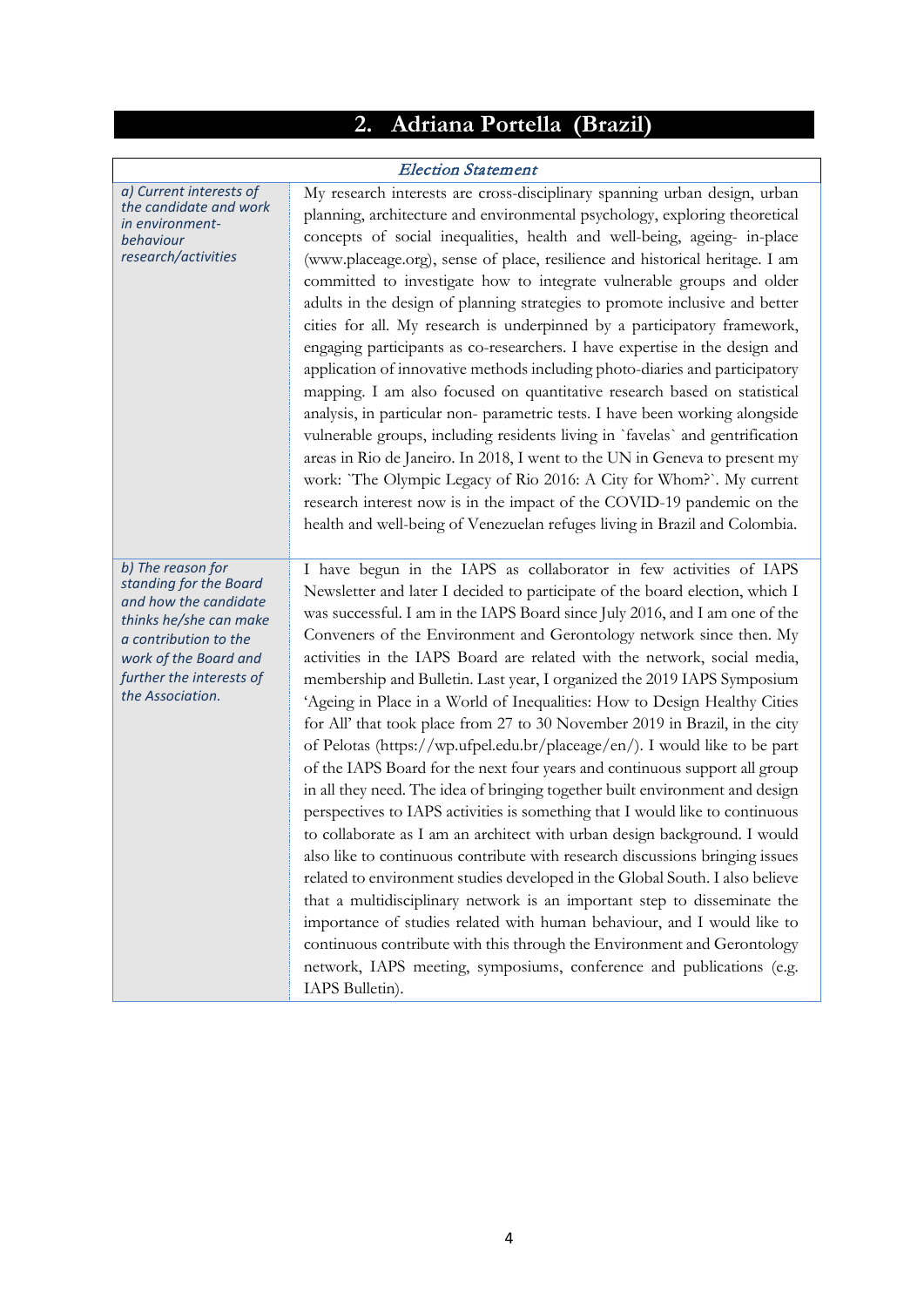## 2. Adriana Portella (Brazil)

| *Election Statement* | |
|---|---|
| *a) Current interests of the candidate and work in environment-behaviour research/activities* | My research interests are cross-disciplinary spanning urban design, urban planning, architecture and environmental psychology, exploring theoretical concepts of social inequalities, health and well-being, ageing- in-place (www.placeage.org), sense of place, resilience and historical heritage. I am committed to investigate how to integrate vulnerable groups and older adults in the design of planning strategies to promote inclusive and better cities for all. My research is underpinned by a participatory framework, engaging participants as co-researchers. I have expertise in the design and application of innovative methods including photo-diaries and participatory mapping. I am also focused on quantitative research based on statistical analysis, in particular non- parametric tests. I have been working alongside vulnerable groups, including residents living in `favelas` and gentrification areas in Rio de Janeiro. In 2018, I went to the UN in Geneva to present my work: `The Olympic Legacy of Rio 2016: A City for Whom?`. My current research interest now is in the impact of the COVID-19 pandemic on the health and well-being of Venezuelan refuges living in Brazil and Colombia. |
| *b) The reason for standing for the Board and how the candidate thinks he/she can make a contribution to the work of the Board and further the interests of the Association.* | I have begun in the IAPS as collaborator in few activities of IAPS Newsletter and later I decided to participate of the board election, which I was successful. I am in the IAPS Board since July 2016, and I am one of the Conveners of the Environment and Gerontology network since then. My activities in the IAPS Board are related with the network, social media, membership and Bulletin. Last year, I organized the 2019 IAPS Symposium 'Ageing in Place in a World of Inequalities: How to Design Healthy Cities for All' that took place from 27 to 30 November 2019 in Brazil, in the city of Pelotas (https://wp.ufpel.edu.br/placeage/en/). I would like to be part of the IAPS Board for the next four years and continuous support all group in all they need. The idea of bringing together built environment and design perspectives to IAPS activities is something that I would like to continuous to collaborate as I am an architect with urban design background. I would also like to continuous contribute with research discussions bringing issues related to environment studies developed in the Global South. I also believe that a multidisciplinary network is an important step to disseminate the importance of studies related with human behaviour, and I would like to continuous contribute with this through the Environment and Gerontology network, IAPS meeting, symposiums, conference and publications (e.g. IAPS Bulletin). |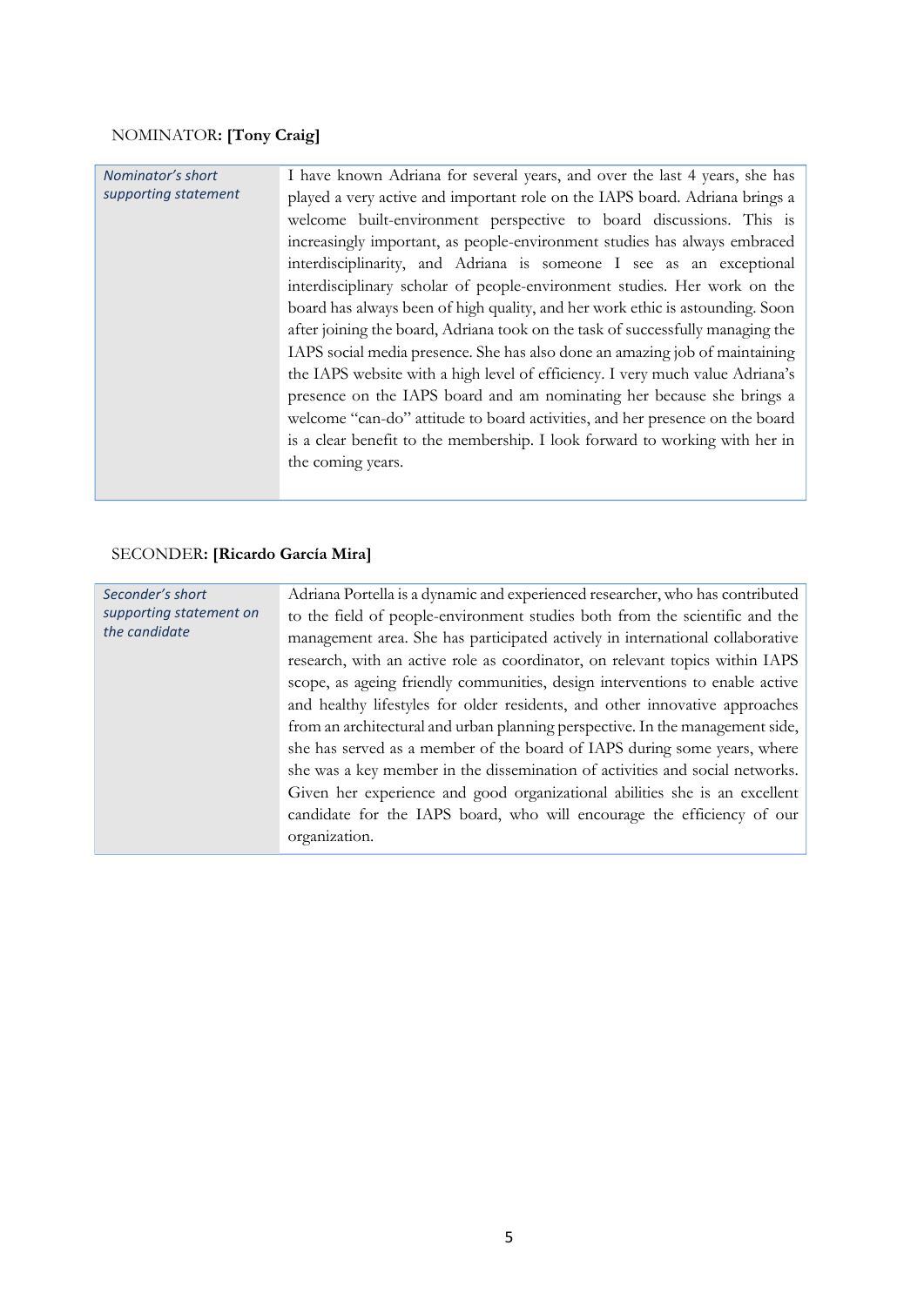NOMINATOR**: [Tony Craig]**

| *Nominator's short supporting statement* | I have known Adriana for several years, and over the last 4 years, she has played a very active and important role on the IAPS board. Adriana brings a welcome built-environment perspective to board discussions. This is increasingly important, as people-environment studies has always embraced interdisciplinarity, and Adriana is someone I see as an exceptional interdisciplinary scholar of people-environment studies. Her work on the board has always been of high quality, and her work ethic is astounding. Soon after joining the board, Adriana took on the task of successfully managing the IAPS social media presence. She has also done an amazing job of maintaining the IAPS website with a high level of efficiency. I very much value Adriana's presence on the IAPS board and am nominating her because she brings a welcome "can-do" attitude to board activities, and her presence on the board is a clear benefit to the membership. I look forward to working with her in the coming years. |
|---|---|

SECONDER**: [Ricardo García Mira]**

| *Seconder's short supporting statement on the candidate* | Adriana Portella is a dynamic and experienced researcher, who has contributed to the field of people-environment studies both from the scientific and the management area. She has participated actively in international collaborative research, with an active role as coordinator, on relevant topics within IAPS scope, as ageing friendly communities, design interventions to enable active and healthy lifestyles for older residents, and other innovative approaches from an architectural and urban planning perspective. In the management side, she has served as a member of the board of IAPS during some years, where she was a key member in the dissemination of activities and social networks. Given her experience and good organizational abilities she is an excellent candidate for the IAPS board, who will encourage the efficiency of our organization. |
|---|---|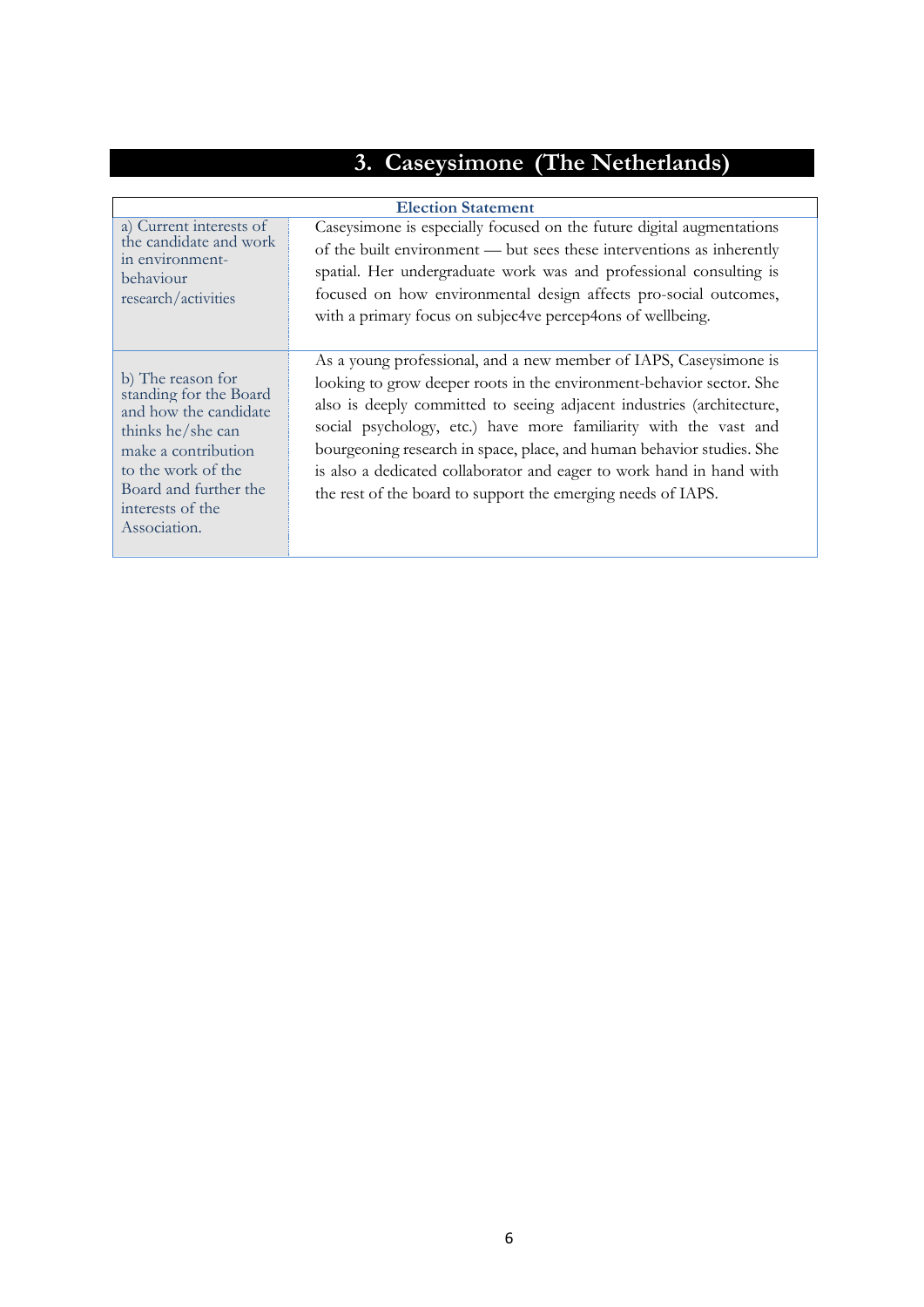## 3. Caseysimone (The Netherlands)

| Election Statement | |
|---|---|
| a) Current interests of the candidate and work in environment-behaviour research/activities | Caseysimone is especially focused on the future digital augmentations of the built environment — but sees these interventions as inherently spatial. Her undergraduate work was and professional consulting is focused on how environmental design affects pro-social outcomes, with a primary focus on subjec4ve percep4ons of wellbeing. |
| b) The reason for standing for the Board and how the candidate thinks he/she can make a contribution to the work of the Board and further the interests of the Association. | As a young professional, and a new member of IAPS, Caseysimone is looking to grow deeper roots in the environment-behavior sector. She also is deeply committed to seeing adjacent industries (architecture, social psychology, etc.) have more familiarity with the vast and bourgeoning research in space, place, and human behavior studies. She is also a dedicated collaborator and eager to work hand in hand with the rest of the board to support the emerging needs of IAPS. |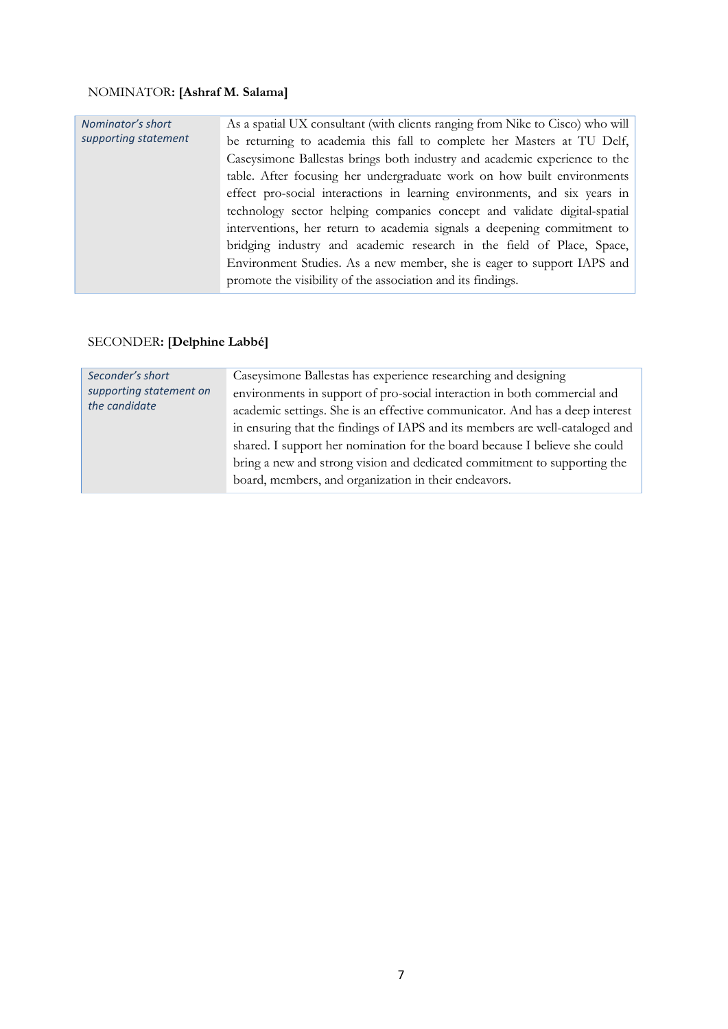NOMINATOR: **[Ashraf M. Salama]**

| | |
|---|---|
| *Nominator's short supporting statement* | As a spatial UX consultant (with clients ranging from Nike to Cisco) who will be returning to academia this fall to complete her Masters at TU Delf, Caseysimone Ballestas brings both industry and academic experience to the table. After focusing her undergraduate work on how built environments effect pro-social interactions in learning environments, and six years in technology sector helping companies concept and validate digital-spatial interventions, her return to academia signals a deepening commitment to bridging industry and academic research in the field of Place, Space, Environment Studies. As a new member, she is eager to support IAPS and promote the visibility of the association and its findings. |

SECONDER: **[Delphine Labbé]**

| | |
|---|---|
| *Seconder's short supporting statement on the candidate* | Caseysimone Ballestas has experience researching and designing environments in support of pro-social interaction in both commercial and academic settings. She is an effective communicator. And has a deep interest in ensuring that the findings of IAPS and its members are well-cataloged and shared. I support her nomination for the board because I believe she could bring a new and strong vision and dedicated commitment to supporting the board, members, and organization in their endeavors. |